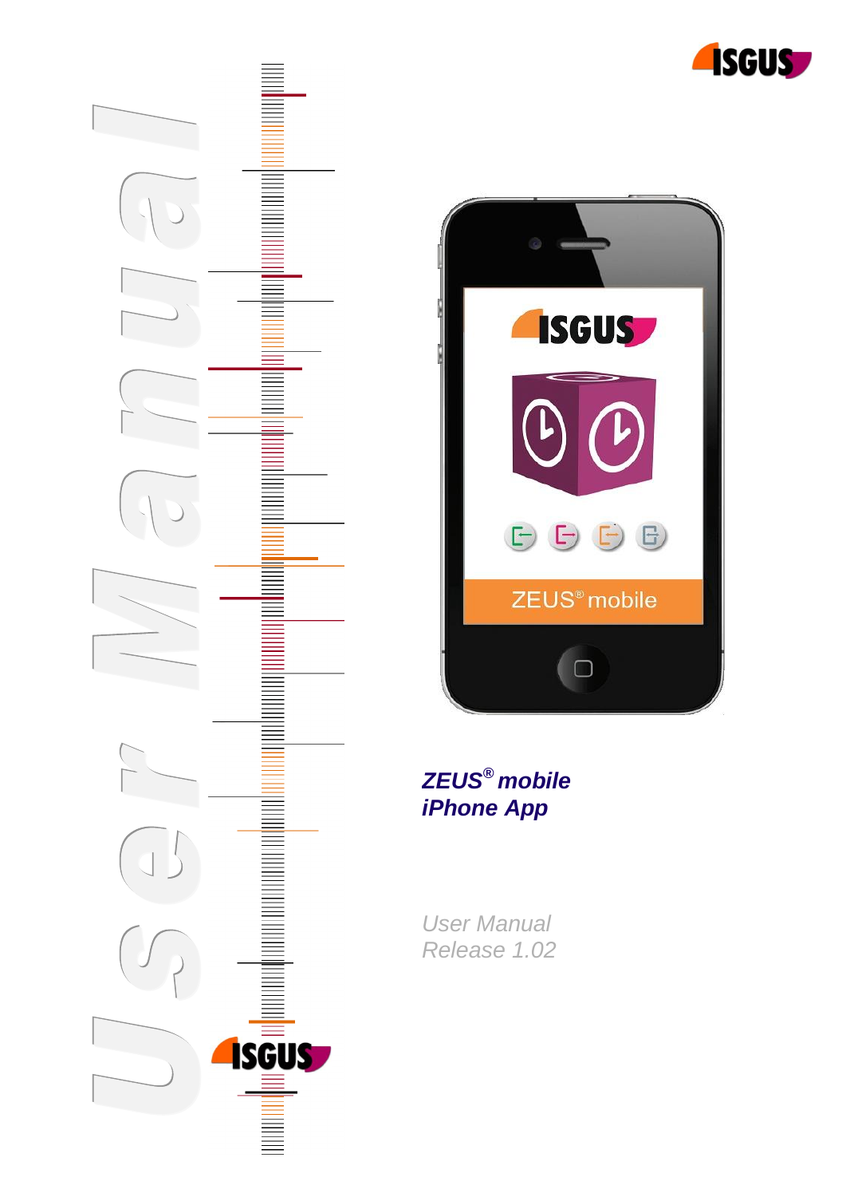# ZEUS® mobile iPhone App

*User Manual*
*Release 1.02*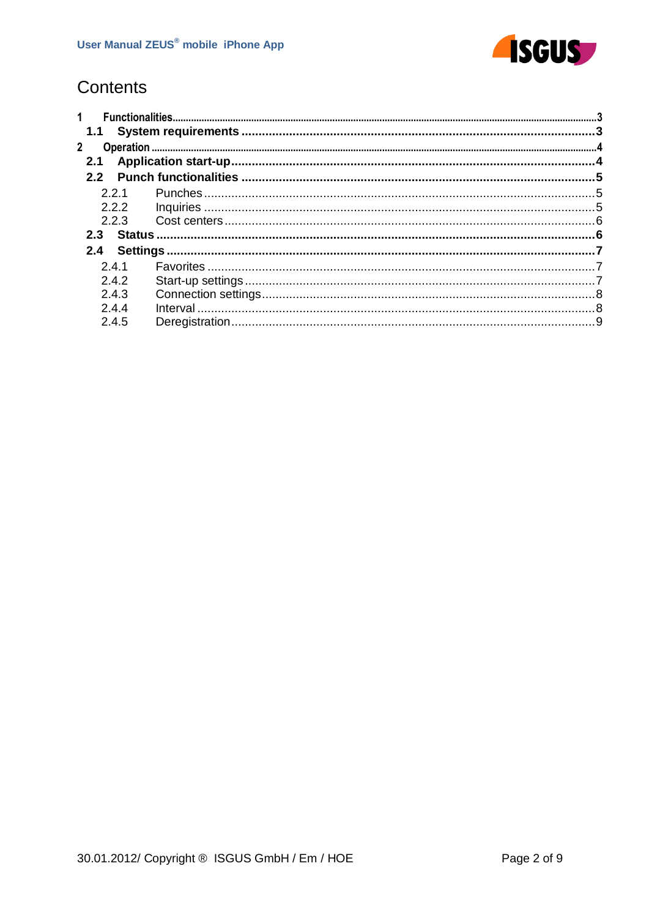# Contents

1 Functionalities ..... 3
  1.1 System requirements ..... 3
2 Operation ..... 4
  2.1 Application start-up ..... 4
  2.2 Punch functionalities ..... 5
    2.2.1 Punches ..... 5
    2.2.2 Inquiries ..... 5
    2.2.3 Cost centers ..... 6
  2.3 Status ..... 6
  2.4 Settings ..... 7
    2.4.1 Favorites ..... 7
    2.4.2 Start-up settings ..... 7
    2.4.3 Connection settings ..... 8
    2.4.4 Interval ..... 8
    2.4.5 Deregistration ..... 9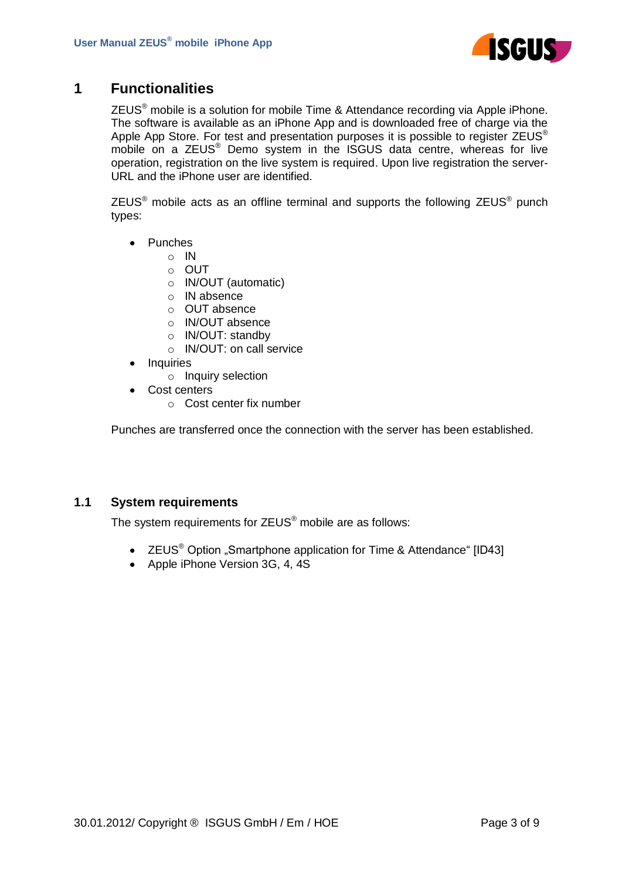# 1 Functionalities

ZEUS® mobile is a solution for mobile Time & Attendance recording via Apple iPhone. The software is available as an iPhone App and is downloaded free of charge via the Apple App Store. For test and presentation purposes it is possible to register ZEUS® mobile on a ZEUS® Demo system in the ISGUS data centre, whereas for live operation, registration on the live system is required. Upon live registration the server-URL and the iPhone user are identified.

ZEUS® mobile acts as an offline terminal and supports the following ZEUS® punch types:

- Punches
  - IN
  - OUT
  - IN/OUT (automatic)
  - IN absence
  - OUT absence
  - IN/OUT absence
  - IN/OUT: standby
  - IN/OUT: on call service
- Inquiries
  - Inquiry selection
- Cost centers
  - Cost center fix number

Punches are transferred once the connection with the server has been established.

## 1.1 System requirements

The system requirements for ZEUS® mobile are as follows:

- ZEUS® Option „Smartphone application for Time & Attendance“ [ID43]
- Apple iPhone Version 3G, 4, 4S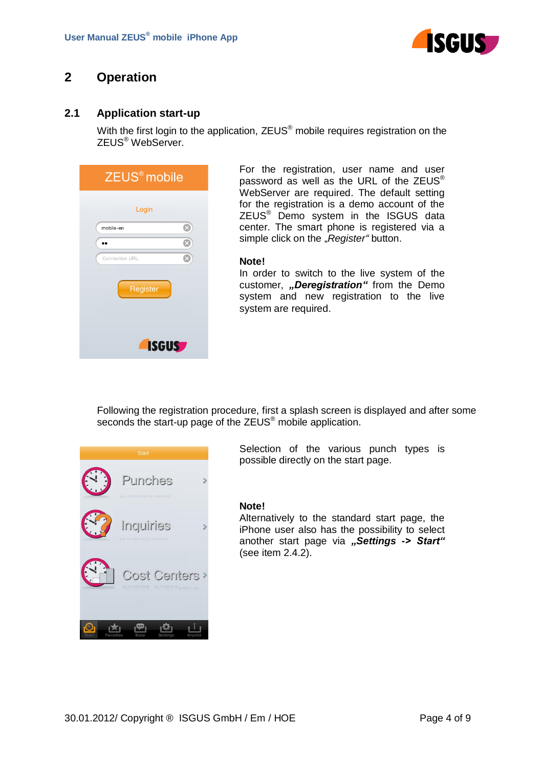# 2 Operation

## 2.1 Application start-up

With the first login to the application, ZEUS® mobile requires registration on the ZEUS® WebServer.

For the registration, user name and user password as well as the URL of the ZEUS® WebServer are required. The default setting for the registration is a demo account of the ZEUS® Demo system in the ISGUS data center. The smart phone is registered via a simple click on the „*Register*“ button.

**Note!**
In order to switch to the live system of the customer, ***„Deregistration“*** from the Demo system and new registration to the live system are required.

Following the registration procedure, first a splash screen is displayed and after some seconds the start-up page of the ZEUS® mobile application.

Selection of the various punch types is possible directly on the start page.

**Note!**
Alternatively to the standard start page, the iPhone user also has the possibility to select another start page via ***„Settings -> Start“*** (see item 2.4.2).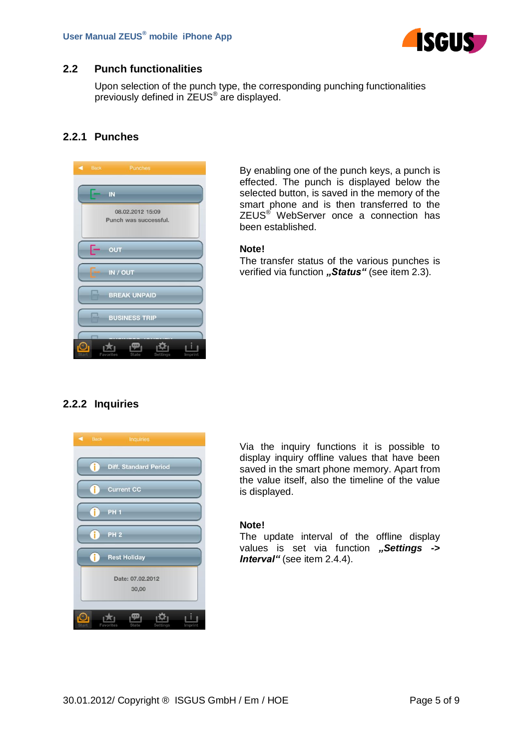## 2.2 Punch functionalities

Upon selection of the punch type, the corresponding punching functionalities previously defined in ZEUS® are displayed.

### 2.2.1 Punches

By enabling one of the punch keys, a punch is effected. The punch is displayed below the selected button, is saved in the memory of the smart phone and is then transferred to the ZEUS® WebServer once a connection has been established.

**Note!**
The transfer status of the various punches is verified via function ***„Status“*** (see item 2.3).

### 2.2.2 Inquiries

Via the inquiry functions it is possible to display inquiry offline values that have been saved in the smart phone memory. Apart from the value itself, also the timeline of the value is displayed.

**Note!**
The update interval of the offline display values is set via function ***„Settings -> Interval“*** (see item 2.4.4).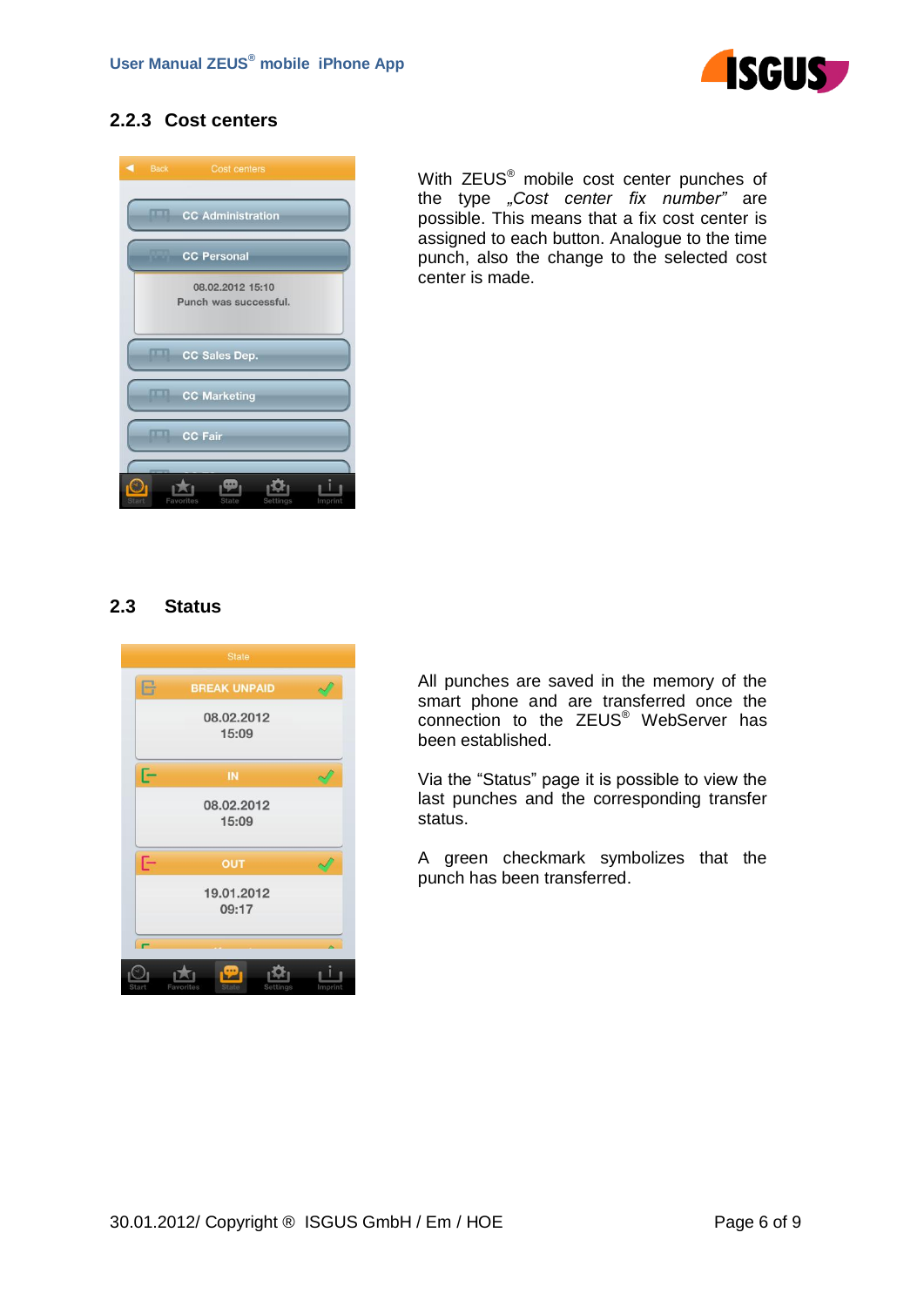### 2.2.3 Cost centers

With ZEUS® mobile cost center punches of the type *„Cost center fix number"* are possible. This means that a fix cost center is assigned to each button. Analogue to the time punch, also the change to the selected cost center is made.

## 2.3 Status

All punches are saved in the memory of the smart phone and are transferred once the connection to the ZEUS® WebServer has been established.

Via the "Status" page it is possible to view the last punches and the corresponding transfer status.

A green checkmark symbolizes that the punch has been transferred.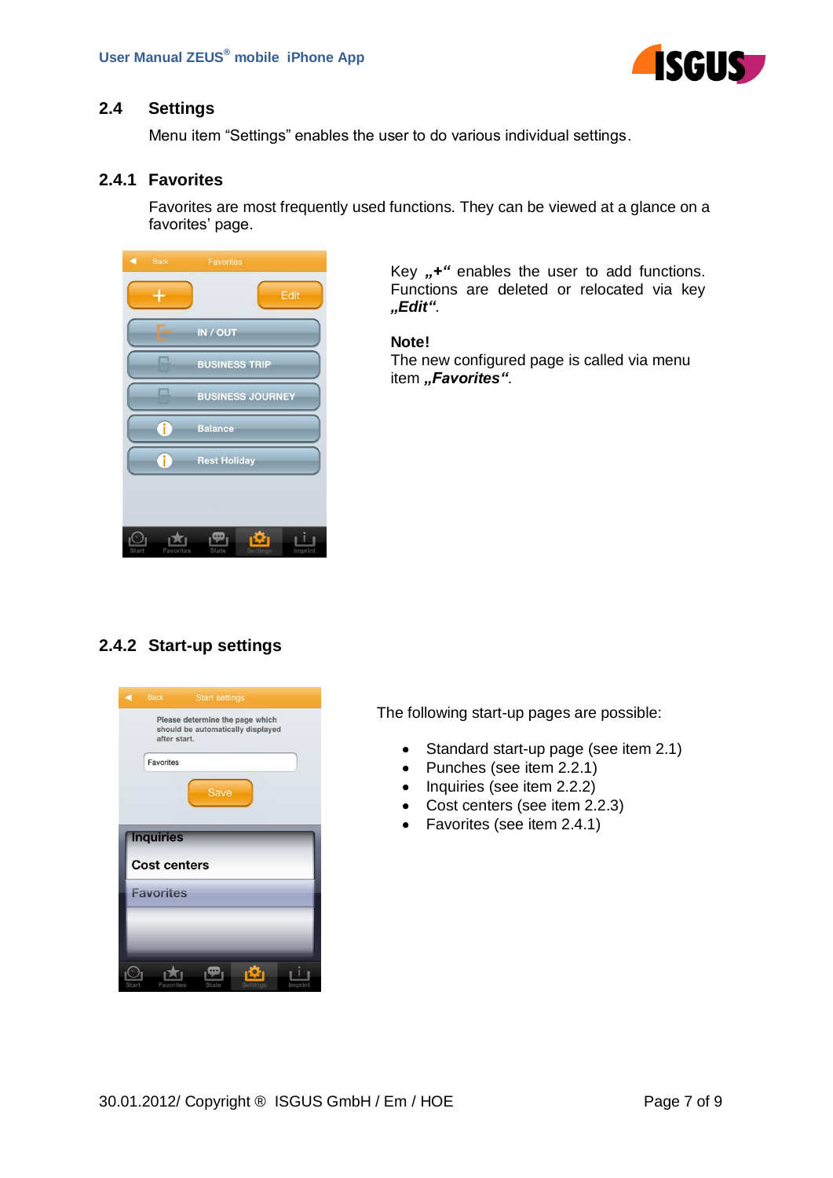## 2.4 Settings

Menu item "Settings" enables the user to do various individual settings.

### 2.4.1 Favorites

Favorites are most frequently used functions. They can be viewed at a glance on a favorites' page.

Key **„+"** enables the user to add functions. Functions are deleted or relocated via key ***„Edit"***.

**Note!**
The new configured page is called via menu item ***„Favorites"***.

### 2.4.2 Start-up settings

The following start-up pages are possible:

- Standard start-up page (see item 2.1)
- Punches (see item 2.2.1)
- Inquiries (see item 2.2.2)
- Cost centers (see item 2.2.3)
- Favorites (see item 2.4.1)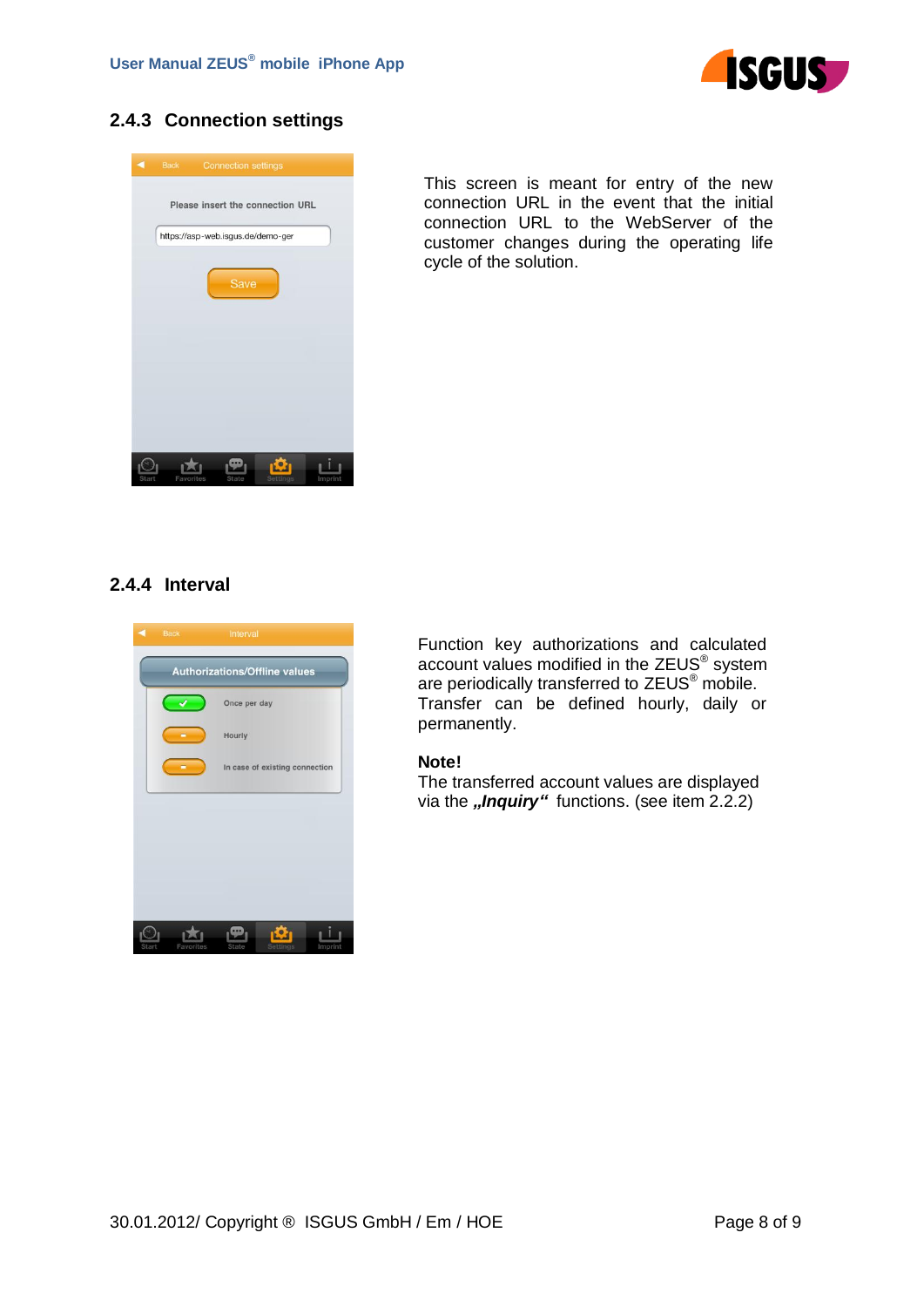### 2.4.3 Connection settings

This screen is meant for entry of the new connection URL in the event that the initial connection URL to the WebServer of the customer changes during the operating life cycle of the solution.

### 2.4.4 Interval

Function key authorizations and calculated account values modified in the ZEUS® system are periodically transferred to ZEUS® mobile. Transfer can be defined hourly, daily or permanently.

**Note!**

The transferred account values are displayed via the ***„Inquiry“*** functions. (see item 2.2.2)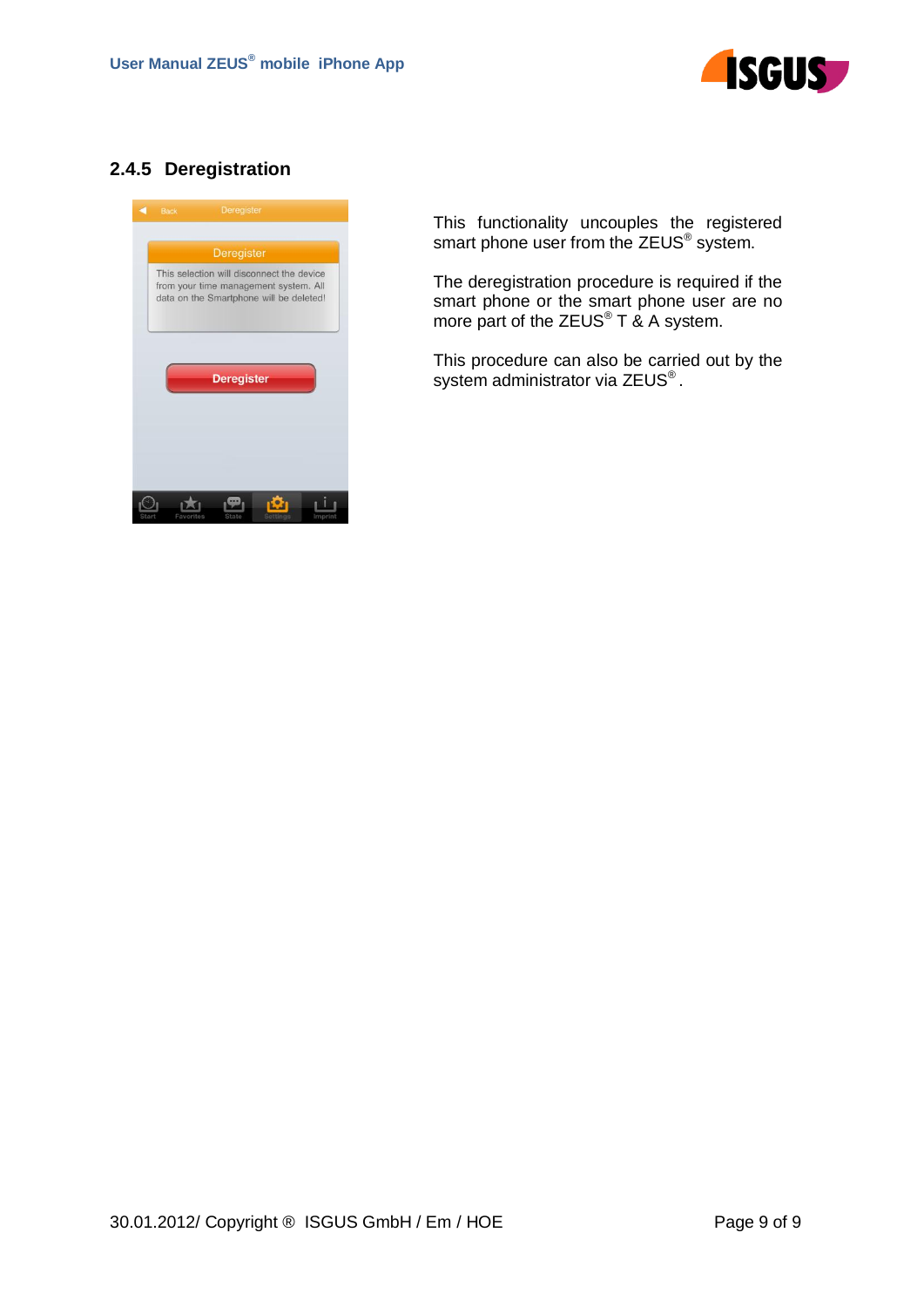### 2.4.5 Deregistration

This functionality uncouples the registered smart phone user from the ZEUS® system.

The deregistration procedure is required if the smart phone or the smart phone user are no more part of the ZEUS® T & A system.

This procedure can also be carried out by the system administrator via ZEUS®.